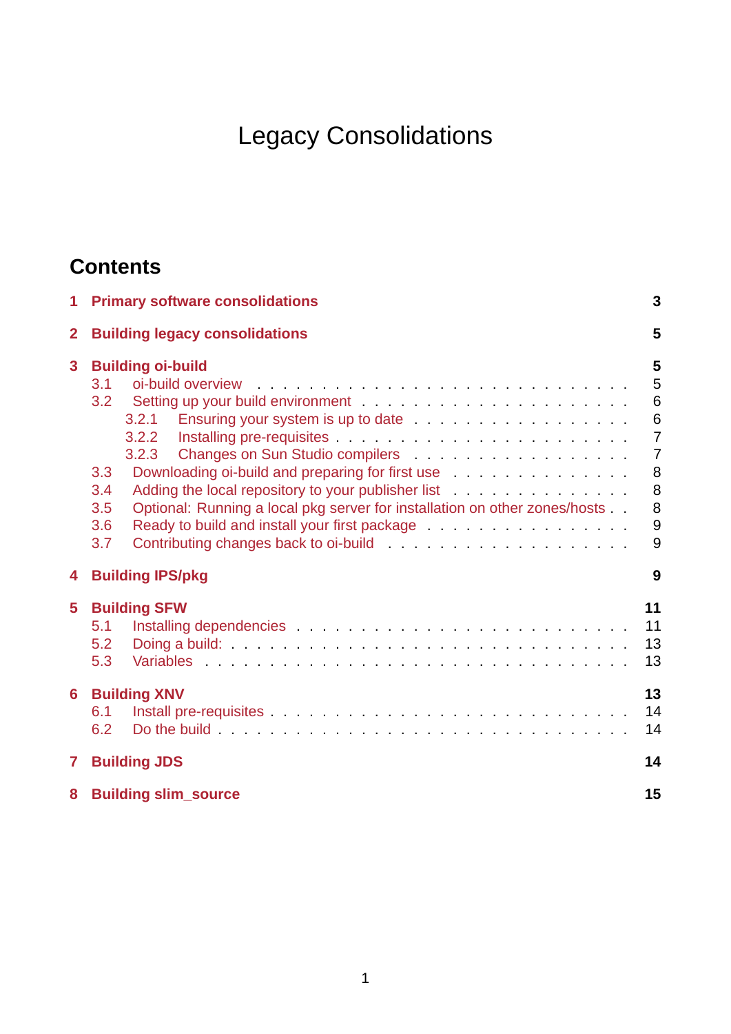# Legacy Consolidations

## Contents

**1 Primary software consolidations** — **3**

**2 Building legacy consolidations** — **5**

**3 Building oi-build** — **5**
- 3.1 oi-build overview — 5
- 3.2 Setting up your build environment — 6
  - 3.2.1 Ensuring your system is up to date — 6
  - 3.2.2 Installing pre-requisites — 7
  - 3.2.3 Changes on Sun Studio compilers — 7
- 3.3 Downloading oi-build and preparing for first use — 8
- 3.4 Adding the local repository to your publisher list — 8
- 3.5 Optional: Running a local pkg server for installation on other zones/hosts — 8
- 3.6 Ready to build and install your first package — 9
- 3.7 Contributing changes back to oi-build — 9

**4 Building IPS/pkg** — **9**

**5 Building SFW** — **11**
- 5.1 Installing dependencies — 11
- 5.2 Doing a build: — 13
- 5.3 Variables — 13

**6 Building XNV** — **13**
- 6.1 Install pre-requisites — 14
- 6.2 Do the build — 14

**7 Building JDS** — **14**

**8 Building slim_source** — **15**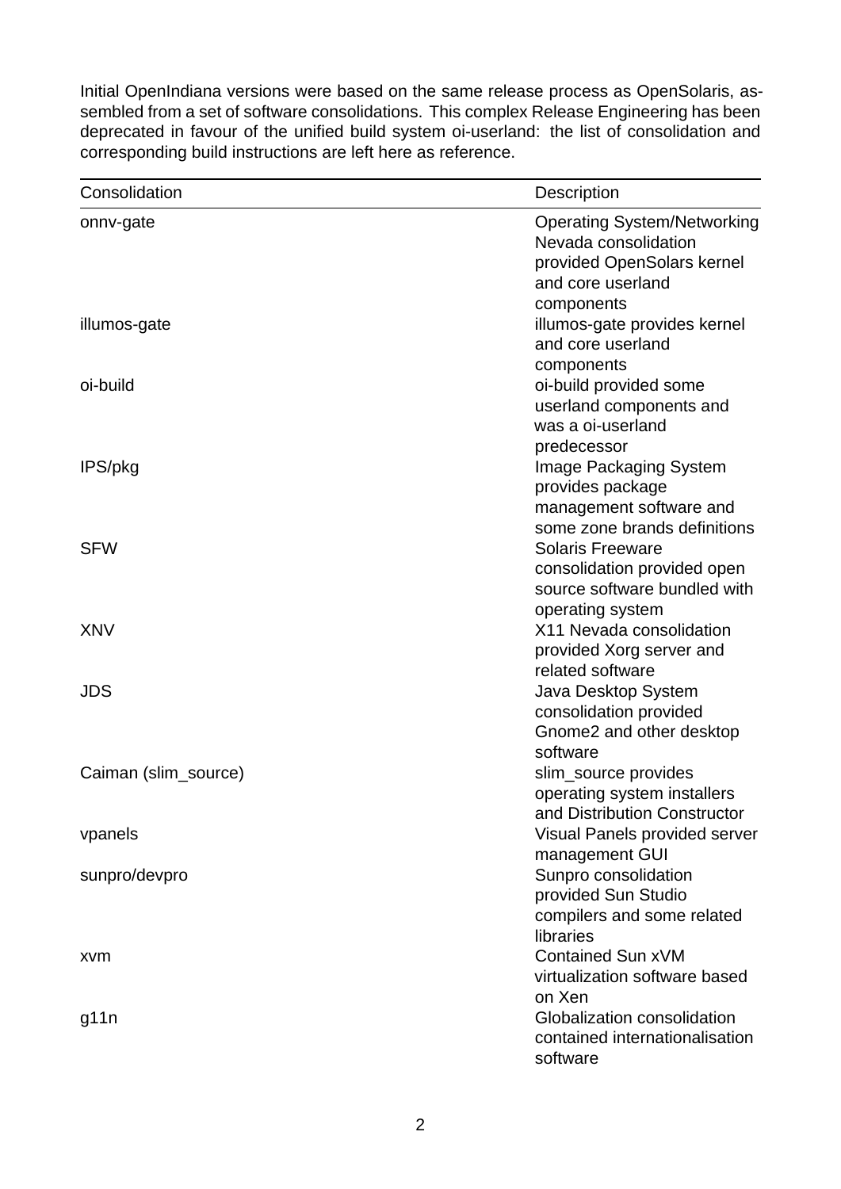Initial OpenIndiana versions were based on the same release process as OpenSolaris, assembled from a set of software consolidations. This complex Release Engineering has been deprecated in favour of the unified build system oi-userland: the list of consolidation and corresponding build instructions are left here as reference.

| Consolidation | Description |
|---|---|
| onnv-gate | Operating System/Networking Nevada consolidation provided OpenSolars kernel and core userland components |
| illumos-gate | illumos-gate provides kernel and core userland components |
| oi-build | oi-build provided some userland components and was a oi-userland predecessor |
| IPS/pkg | Image Packaging System provides package management software and some zone brands definitions |
| SFW | Solaris Freeware consolidation provided open source software bundled with operating system |
| XNV | X11 Nevada consolidation provided Xorg server and related software |
| JDS | Java Desktop System consolidation provided Gnome2 and other desktop software |
| Caiman (slim_source) | slim_source provides operating system installers and Distribution Constructor |
| vpanels | Visual Panels provided server management GUI |
| sunpro/devpro | Sunpro consolidation provided Sun Studio compilers and some related libraries |
| xvm | Contained Sun xVM virtualization software based on Xen |
| g11n | Globalization consolidation contained internationalisation software |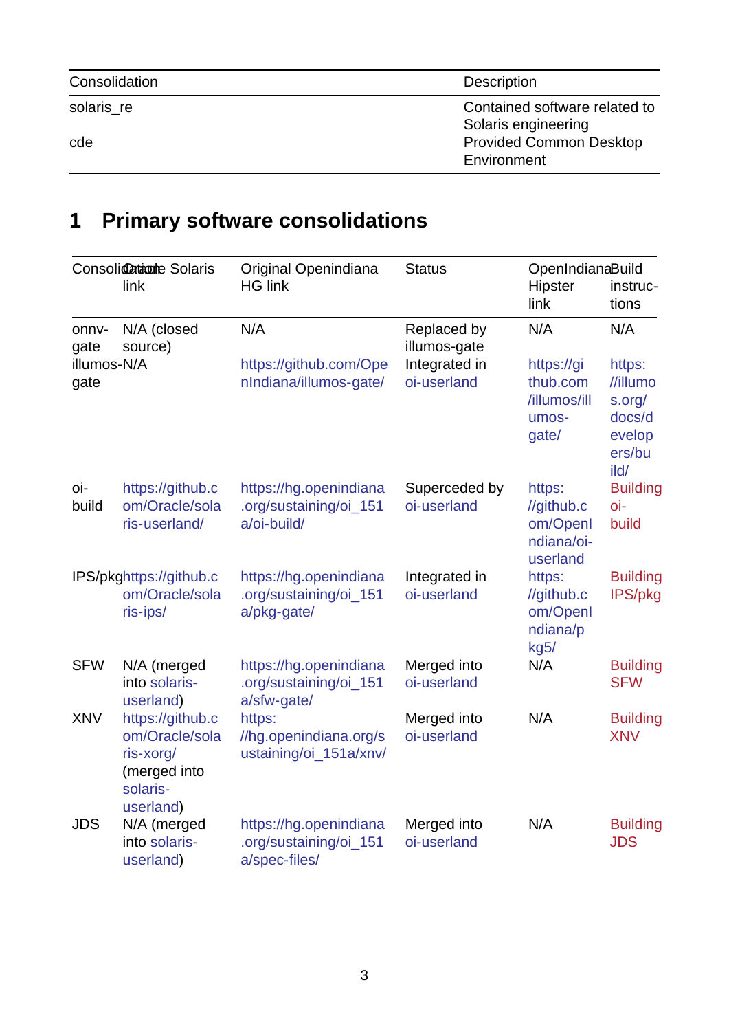| Consolidation | Description |
|---|---|
| solaris_re | Contained software related to Solaris engineering |
| cde | Provided Common Desktop Environment |

# 1 Primary software consolidations

| Consolidation | Oracle Solaris link | Original Openindiana HG link | Status | OpenIndiana Hipster link | Build instructions |
|---|---|---|---|---|---|
| onnv-gate | N/A (closed source) | N/A | Replaced by illumos-gate | N/A | N/A |
| illumos-gate | N/A | https://github.com/OpenIndiana/illumos-gate/ | Integrated in oi-userland | https://github.com/illumos/illumos-gate/ | https://illumos.org/docs/developers/build/ |
| oi-build | https://github.com/Oracle/solaris-userland/ | https://hg.openindiana.org/sustaining/oi_151a/oi-build/ | Superceded by oi-userland | https://github.com/OpenIndiana/oi-userland | Building oi-build |
| IPS/pkg | https://github.com/Oracle/solaris-ips/ | https://hg.openindiana.org/sustaining/oi_151a/pkg-gate/ | Integrated in oi-userland | https://github.com/OpenIndiana/pkg5/ | Building IPS/pkg |
| SFW | N/A (merged into solaris-userland) | https://hg.openindiana.org/sustaining/oi_151a/sfw-gate/ | Merged into oi-userland | N/A | Building SFW |
| XNV | https://github.com/Oracle/solaris-xorg/ (merged into solaris-userland) | https://hg.openindiana.org/sustaining/oi_151a/xnv/ | Merged into oi-userland | N/A | Building XNV |
| JDS | N/A (merged into solaris-userland) | https://hg.openindiana.org/sustaining/oi_151a/spec-files/ | Merged into oi-userland | N/A | Building JDS |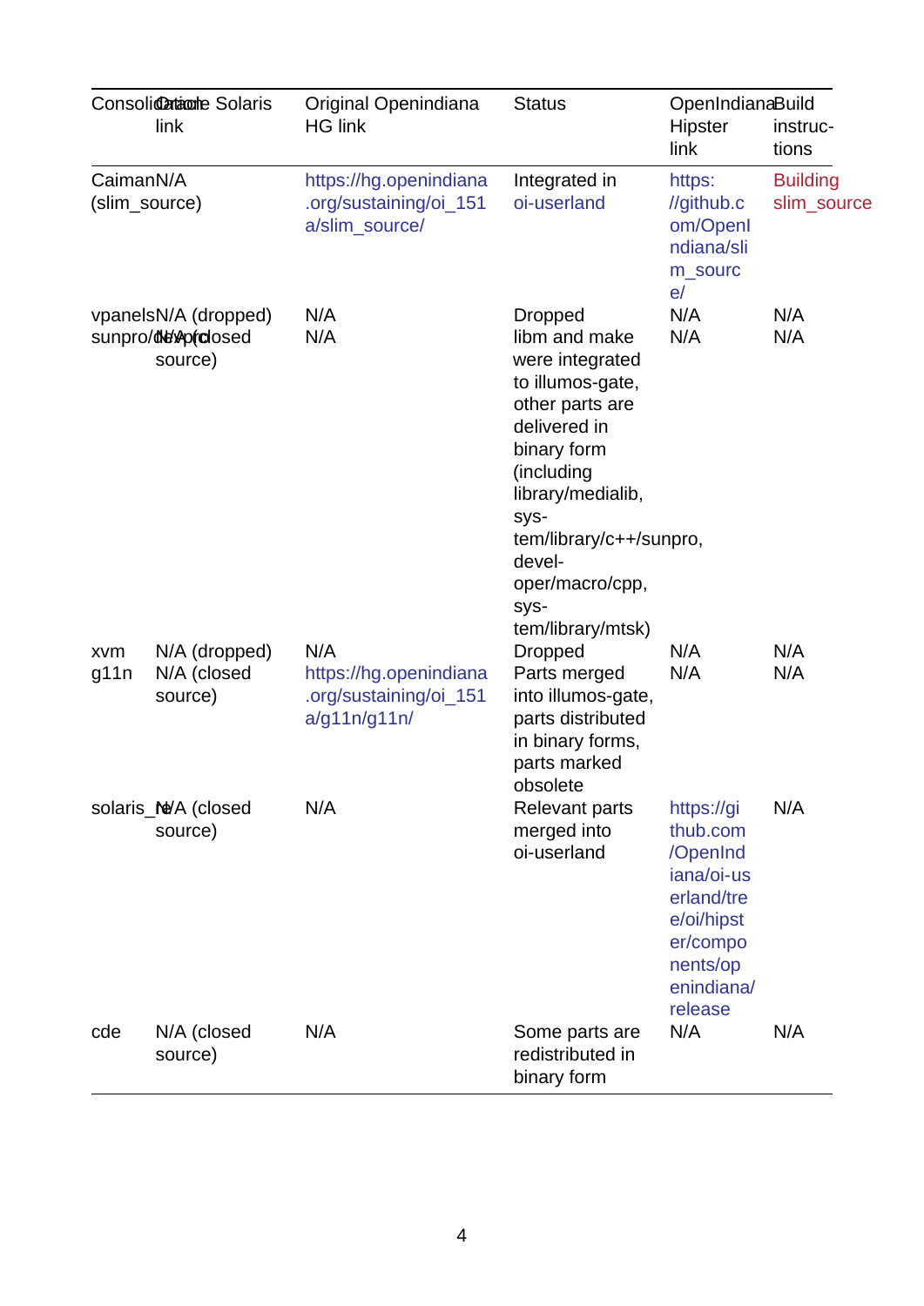| Consolidation | Oracle Solaris link | Original Openindiana HG link | Status | OpenIndiana Hipster link | Build instructions |
| --- | --- | --- | --- | --- | --- |
| Caiman (slim_source) | N/A | https://hg.openindiana.org/sustaining/oi_151a/slim_source/ | Integrated in oi-userland | https://github.com/OpenIndiana/slim_source/ | Building slim_source |
| vpanels | N/A (dropped) | N/A | Dropped | N/A | N/A |
| sunpro/devpro | N/A (closed source) | N/A | libm and make were integrated to illumos-gate, other parts are delivered in binary form (including library/medialib, system/library/c++/sunpro, developer/macro/cpp, system/library/mtsk) | N/A | N/A |
| xvm | N/A (dropped) | N/A | Dropped | N/A | N/A |
| g11n | N/A (closed source) | https://hg.openindiana.org/sustaining/oi_151a/g11n/g11n/ | Parts merged into illumos-gate, parts distributed in binary forms, parts marked obsolete | N/A | N/A |
| solaris_re | N/A (closed source) | N/A | Relevant parts merged into oi-userland | https://github.com/OpenIndiana/oi-userland/tree/oi/hipster/components/openindiana/release | N/A |
| cde | N/A (closed source) | N/A | Some parts are redistributed in binary form | N/A | N/A |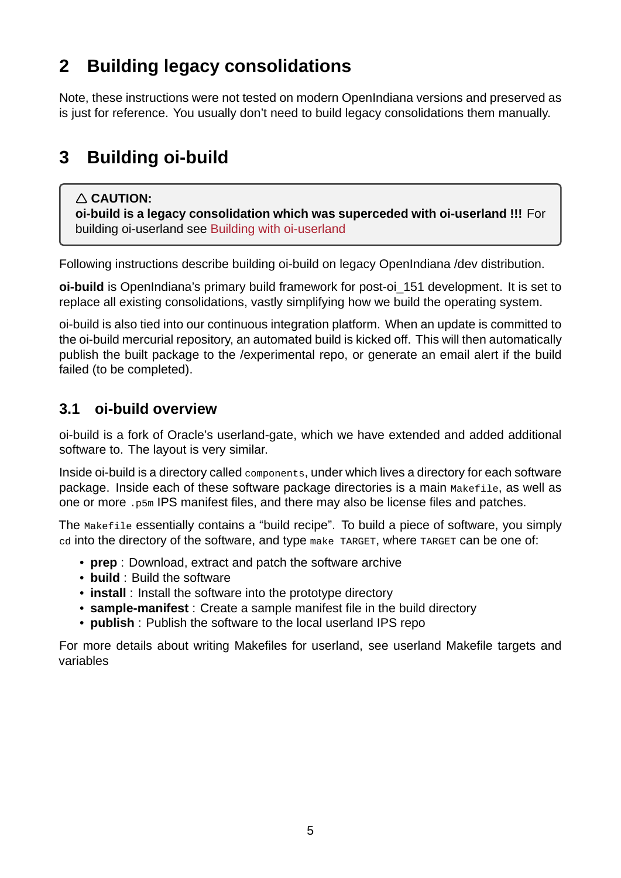# 2 Building legacy consolidations

Note, these instructions were not tested on modern OpenIndiana versions and preserved as is just for reference. You usually don't need to build legacy consolidations them manually.

# 3 Building oi-build

> △ **CAUTION:**
> **oi-build is a legacy consolidation which was superceded with oi-userland !!!** For building oi-userland see Building with oi-userland

Following instructions describe building oi-build on legacy OpenIndiana /dev distribution.

**oi-build** is OpenIndiana's primary build framework for post-oi_151 development. It is set to replace all existing consolidations, vastly simplifying how we build the operating system.

oi-build is also tied into our continuous integration platform. When an update is committed to the oi-build mercurial repository, an automated build is kicked off. This will then automatically publish the built package to the /experimental repo, or generate an email alert if the build failed (to be completed).

## 3.1 oi-build overview

oi-build is a fork of Oracle's userland-gate, which we have extended and added additional software to. The layout is very similar.

Inside oi-build is a directory called `components`, under which lives a directory for each software package. Inside each of these software package directories is a main `Makefile`, as well as one or more `.p5m` IPS manifest files, and there may also be license files and patches.

The `Makefile` essentially contains a "build recipe". To build a piece of software, you simply `cd` into the directory of the software, and type `make TARGET`, where `TARGET` can be one of:

- **prep** : Download, extract and patch the software archive
- **build** : Build the software
- **install** : Install the software into the prototype directory
- **sample-manifest** : Create a sample manifest file in the build directory
- **publish** : Publish the software to the local userland IPS repo

For more details about writing Makefiles for userland, see userland Makefile targets and variables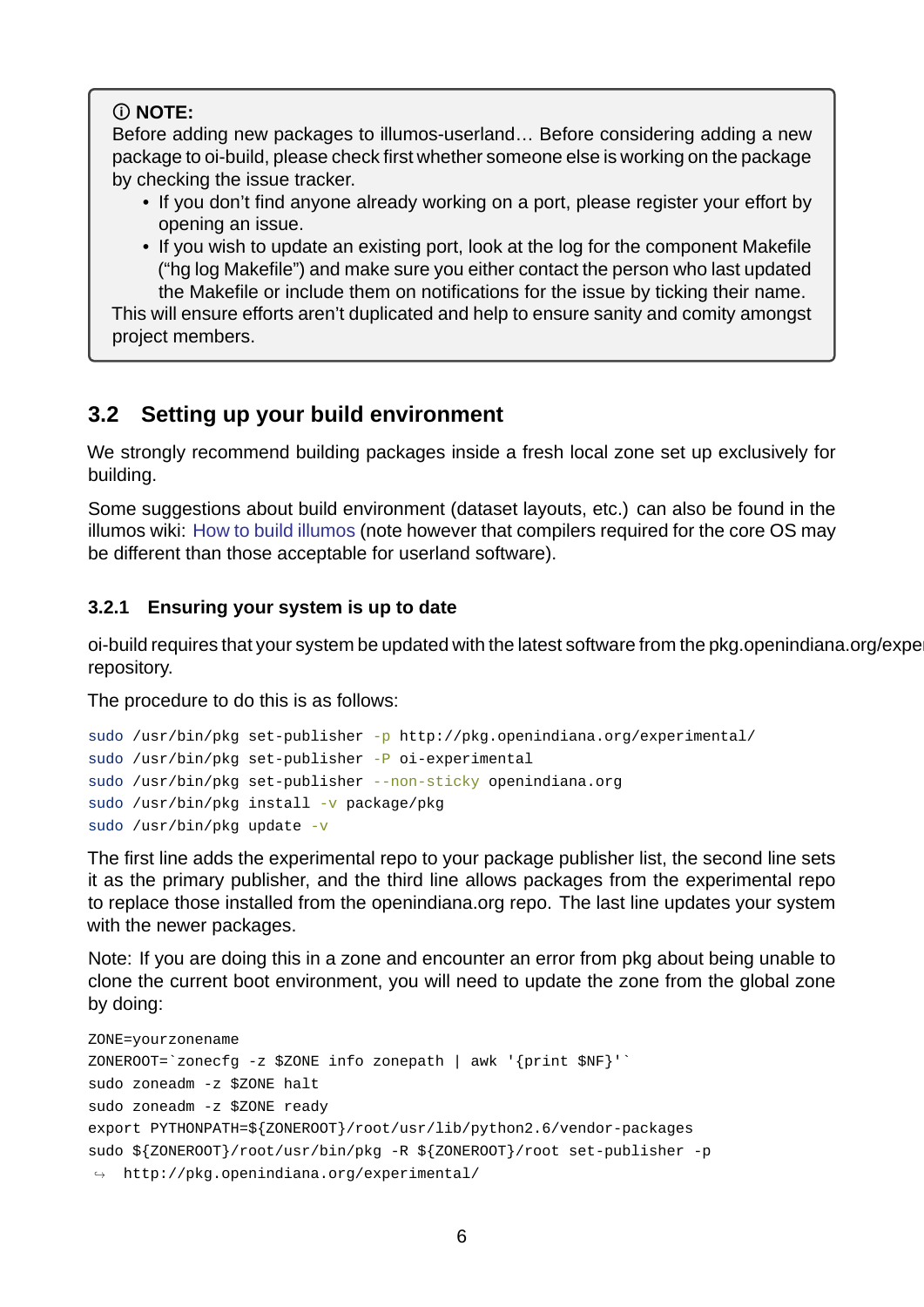> ⓘ **NOTE:**
> Before adding new packages to illumos-userland… Before considering adding a new package to oi-build, please check first whether someone else is working on the package by checking the issue tracker.
>
> - If you don't find anyone already working on a port, please register your effort by opening an issue.
> - If you wish to update an existing port, look at the log for the component Makefile ("hg log Makefile") and make sure you either contact the person who last updated the Makefile or include them on notifications for the issue by ticking their name.
>
> This will ensure efforts aren't duplicated and help to ensure sanity and comity amongst project members.

## 3.2 Setting up your build environment

We strongly recommend building packages inside a fresh local zone set up exclusively for building.

Some suggestions about build environment (dataset layouts, etc.) can also be found in the illumos wiki: How to build illumos (note however that compilers required for the core OS may be different than those acceptable for userland software).

### 3.2.1 Ensuring your system is up to date

oi-build requires that your system be updated with the latest software from the pkg.openindiana.org/exper repository.

The procedure to do this is as follows:

```
sudo /usr/bin/pkg set-publisher -p http://pkg.openindiana.org/experimental/
sudo /usr/bin/pkg set-publisher -P oi-experimental
sudo /usr/bin/pkg set-publisher --non-sticky openindiana.org
sudo /usr/bin/pkg install -v package/pkg
sudo /usr/bin/pkg update -v
```

The first line adds the experimental repo to your package publisher list, the second line sets it as the primary publisher, and the third line allows packages from the experimental repo to replace those installed from the openindiana.org repo. The last line updates your system with the newer packages.

Note: If you are doing this in a zone and encounter an error from pkg about being unable to clone the current boot environment, you will need to update the zone from the global zone by doing:

```
ZONE=yourzonename
ZONEROOT=`zonecfg -z $ZONE info zonepath | awk '{print $NF}'`
sudo zoneadm -z $ZONE halt
sudo zoneadm -z $ZONE ready
export PYTHONPATH=${ZONEROOT}/root/usr/lib/python2.6/vendor-packages
sudo ${ZONEROOT}/root/usr/bin/pkg -R ${ZONEROOT}/root set-publisher -p
↪ http://pkg.openindiana.org/experimental/
```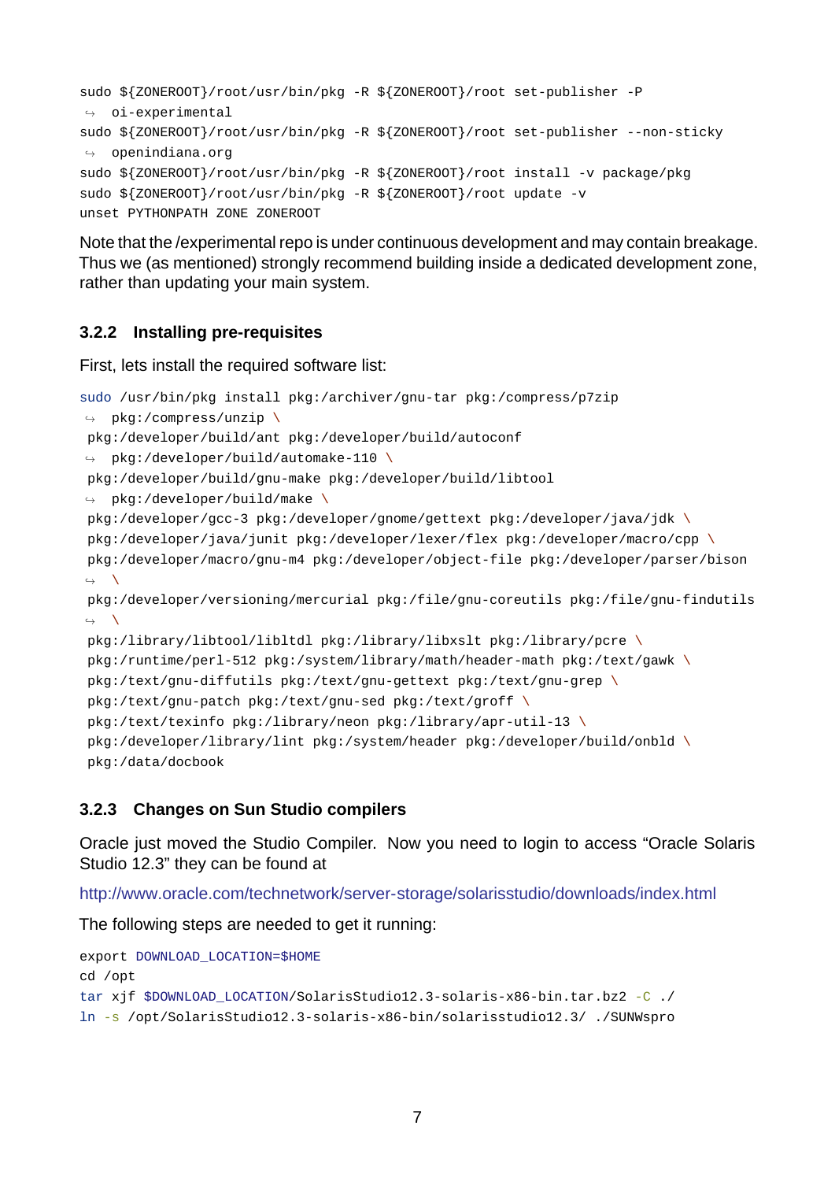```
sudo ${ZONEROOT}/root/usr/bin/pkg -R ${ZONEROOT}/root set-publisher -P
 ↪  oi-experimental
sudo ${ZONEROOT}/root/usr/bin/pkg -R ${ZONEROOT}/root set-publisher --non-sticky
 ↪  openindiana.org
sudo ${ZONEROOT}/root/usr/bin/pkg -R ${ZONEROOT}/root install -v package/pkg
sudo ${ZONEROOT}/root/usr/bin/pkg -R ${ZONEROOT}/root update -v
unset PYTHONPATH ZONE ZONEROOT
```

Note that the /experimental repo is under continuous development and may contain breakage. Thus we (as mentioned) strongly recommend building inside a dedicated development zone, rather than updating your main system.

### 3.2.2 Installing pre-requisites

First, lets install the required software list:

```
sudo /usr/bin/pkg install pkg:/archiver/gnu-tar pkg:/compress/p7zip
 ↪  pkg:/compress/unzip \
 pkg:/developer/build/ant pkg:/developer/build/autoconf
 ↪  pkg:/developer/build/automake-110 \
 pkg:/developer/build/gnu-make pkg:/developer/build/libtool
 ↪  pkg:/developer/build/make \
 pkg:/developer/gcc-3 pkg:/developer/gnome/gettext pkg:/developer/java/jdk \
 pkg:/developer/java/junit pkg:/developer/lexer/flex pkg:/developer/macro/cpp \
 pkg:/developer/macro/gnu-m4 pkg:/developer/object-file pkg:/developer/parser/bison
 ↪  \
 pkg:/developer/versioning/mercurial pkg:/file/gnu-coreutils pkg:/file/gnu-findutils
 ↪  \
 pkg:/library/libtool/libltdl pkg:/library/libxslt pkg:/library/pcre \
 pkg:/runtime/perl-512 pkg:/system/library/math/header-math pkg:/text/gawk \
 pkg:/text/gnu-diffutils pkg:/text/gnu-gettext pkg:/text/gnu-grep \
 pkg:/text/gnu-patch pkg:/text/gnu-sed pkg:/text/groff \
 pkg:/text/texinfo pkg:/library/neon pkg:/library/apr-util-13 \
 pkg:/developer/library/lint pkg:/system/header pkg:/developer/build/onbld \
 pkg:/data/docbook
```

### 3.2.3 Changes on Sun Studio compilers

Oracle just moved the Studio Compiler. Now you need to login to access "Oracle Solaris Studio 12.3" they can be found at

http://www.oracle.com/technetwork/server-storage/solarisstudio/downloads/index.html

The following steps are needed to get it running:

```
export DOWNLOAD_LOCATION=$HOME
cd /opt
tar xjf $DOWNLOAD_LOCATION/SolarisStudio12.3-solaris-x86-bin.tar.bz2 -C ./
ln -s /opt/SolarisStudio12.3-solaris-x86-bin/solarisstudio12.3/ ./SUNWspro
```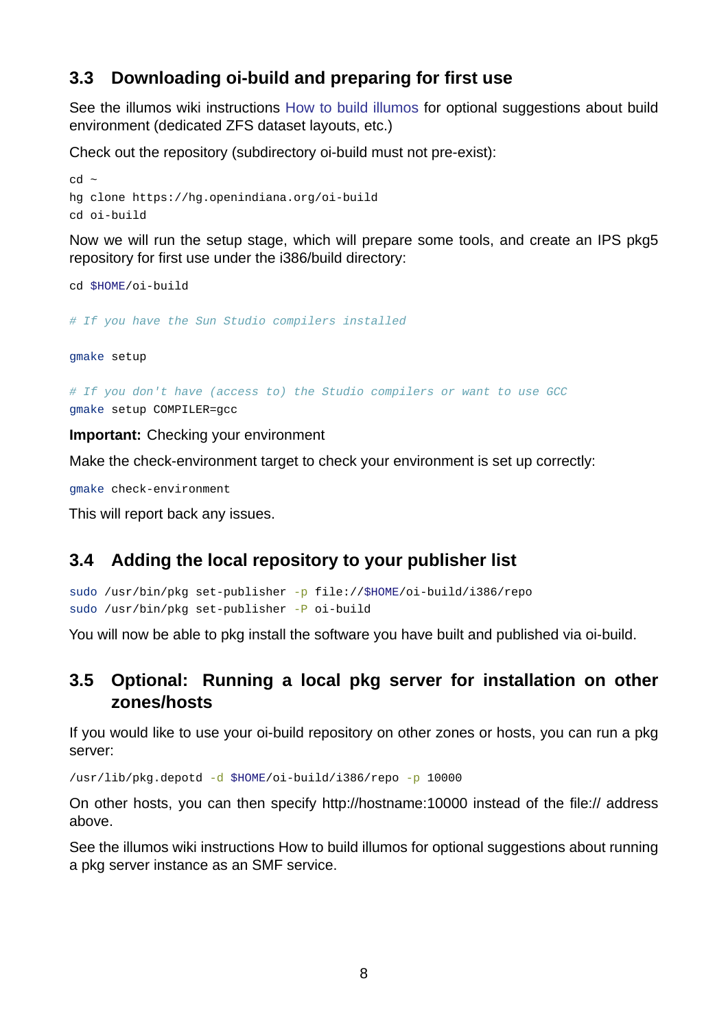## 3.3 Downloading oi-build and preparing for first use

See the illumos wiki instructions How to build illumos for optional suggestions about build environment (dedicated ZFS dataset layouts, etc.)

Check out the repository (subdirectory oi-build must not pre-exist):

```
cd ~
hg clone https://hg.openindiana.org/oi-build
cd oi-build
```

Now we will run the setup stage, which will prepare some tools, and create an IPS pkg5 repository for first use under the i386/build directory:

```
cd $HOME/oi-build

# If you have the Sun Studio compilers installed

gmake setup

# If you don't have (access to) the Studio compilers or want to use GCC
gmake setup COMPILER=gcc
```

**Important:** Checking your environment

Make the check-environment target to check your environment is set up correctly:

```
gmake check-environment
```

This will report back any issues.

## 3.4 Adding the local repository to your publisher list

```
sudo /usr/bin/pkg set-publisher -p file://$HOME/oi-build/i386/repo
sudo /usr/bin/pkg set-publisher -P oi-build
```

You will now be able to pkg install the software you have built and published via oi-build.

## 3.5 Optional: Running a local pkg server for installation on other zones/hosts

If you would like to use your oi-build repository on other zones or hosts, you can run a pkg server:

```
/usr/lib/pkg.depotd -d $HOME/oi-build/i386/repo -p 10000
```

On other hosts, you can then specify http://hostname:10000 instead of the file:// address above.

See the illumos wiki instructions How to build illumos for optional suggestions about running a pkg server instance as an SMF service.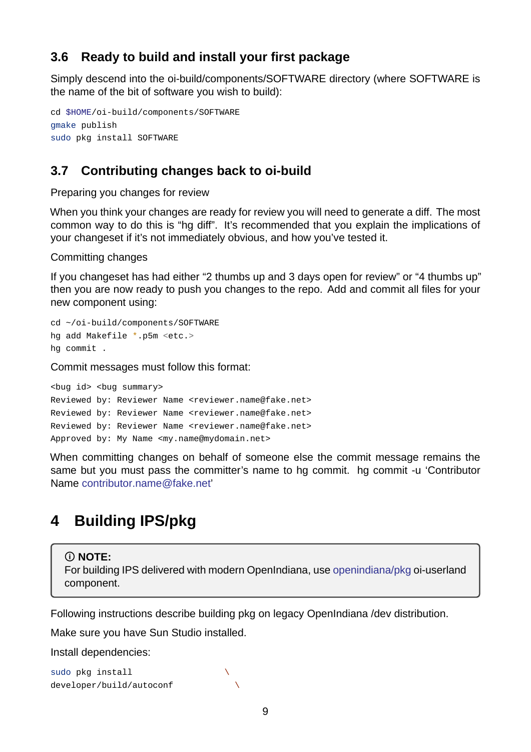### 3.6 Ready to build and install your first package

Simply descend into the oi-build/components/SOFTWARE directory (where SOFTWARE is the name of the bit of software you wish to build):

```
cd $HOME/oi-build/components/SOFTWARE
gmake publish
sudo pkg install SOFTWARE
```

### 3.7 Contributing changes back to oi-build

Preparing you changes for review

When you think your changes are ready for review you will need to generate a diff. The most common way to do this is "hg diff". It's recommended that you explain the implications of your changeset if it's not immediately obvious, and how you've tested it.

Committing changes

If you changeset has had either "2 thumbs up and 3 days open for review" or "4 thumbs up" then you are now ready to push you changes to the repo. Add and commit all files for your new component using:

```
cd ~/oi-build/components/SOFTWARE
hg add Makefile *.p5m <etc.>
hg commit .
```

Commit messages must follow this format:

```
<bug id> <bug summary>
Reviewed by: Reviewer Name <reviewer.name@fake.net>
Reviewed by: Reviewer Name <reviewer.name@fake.net>
Reviewed by: Reviewer Name <reviewer.name@fake.net>
Approved by: My Name <my.name@mydomain.net>
```

When committing changes on behalf of someone else the commit message remains the same but you must pass the committer's name to hg commit. hg commit -u 'Contributor Name contributor.name@fake.net'

## 4 Building IPS/pkg

> ⓘ **NOTE:**
> For building IPS delivered with modern OpenIndiana, use openindiana/pkg oi-userland component.

Following instructions describe building pkg on legacy OpenIndiana /dev distribution.

Make sure you have Sun Studio installed.

Install dependencies:

```
sudo pkg install                    \
developer/build/autoconf              \
```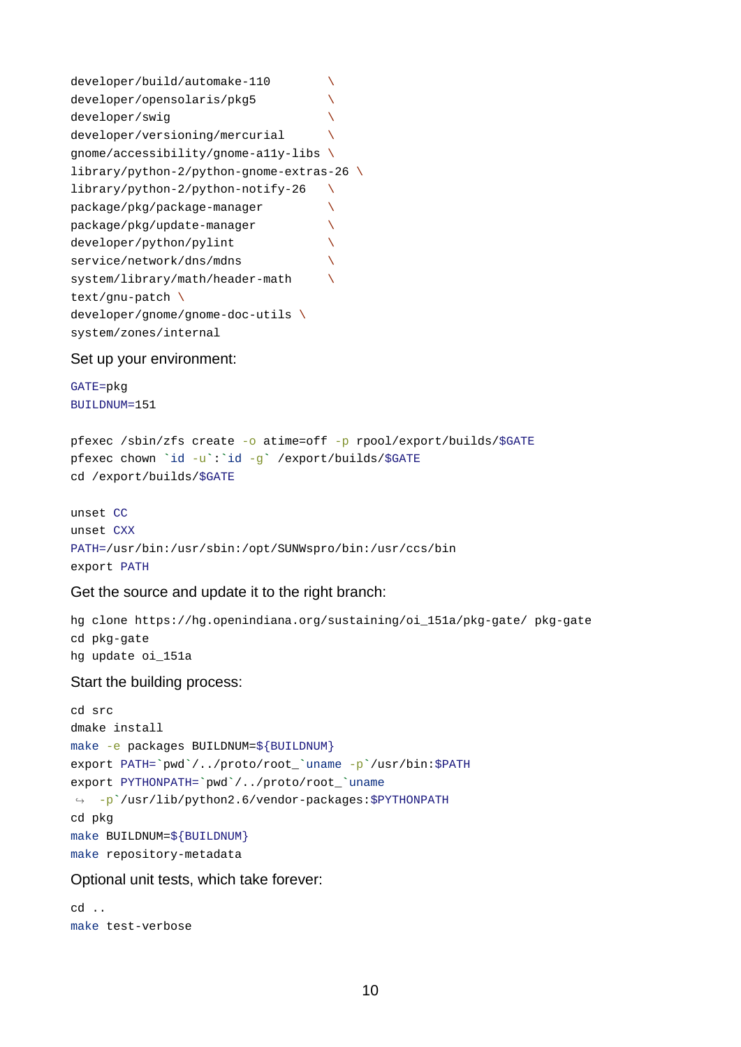```
developer/build/automake-110        \
developer/opensolaris/pkg5          \
developer/swig                      \
developer/versioning/mercurial      \
gnome/accessibility/gnome-a11y-libs \
library/python-2/python-gnome-extras-26 \
library/python-2/python-notify-26   \
package/pkg/package-manager         \
package/pkg/update-manager          \
developer/python/pylint             \
service/network/dns/mdns            \
system/library/math/header-math     \
text/gnu-patch \
developer/gnome/gnome-doc-utils \
system/zones/internal
```

Set up your environment:

```
GATE=pkg
BUILDNUM=151

pfexec /sbin/zfs create -o atime=off -p rpool/export/builds/$GATE
pfexec chown `id -u`:`id -g` /export/builds/$GATE
cd /export/builds/$GATE

unset CC
unset CXX
PATH=/usr/bin:/usr/sbin:/opt/SUNWspro/bin:/usr/ccs/bin
export PATH
```

Get the source and update it to the right branch:

```
hg clone https://hg.openindiana.org/sustaining/oi_151a/pkg-gate/ pkg-gate
cd pkg-gate
hg update oi_151a
```

Start the building process:

```
cd src
dmake install
make -e packages BUILDNUM=${BUILDNUM}
export PATH=`pwd`/../proto/root_`uname -p`/usr/bin:$PATH
export PYTHONPATH=`pwd`/../proto/root_`uname
↪ -p`/usr/lib/python2.6/vendor-packages:$PYTHONPATH
cd pkg
make BUILDNUM=${BUILDNUM}
make repository-metadata
```

Optional unit tests, which take forever:

```
cd ..
make test-verbose
```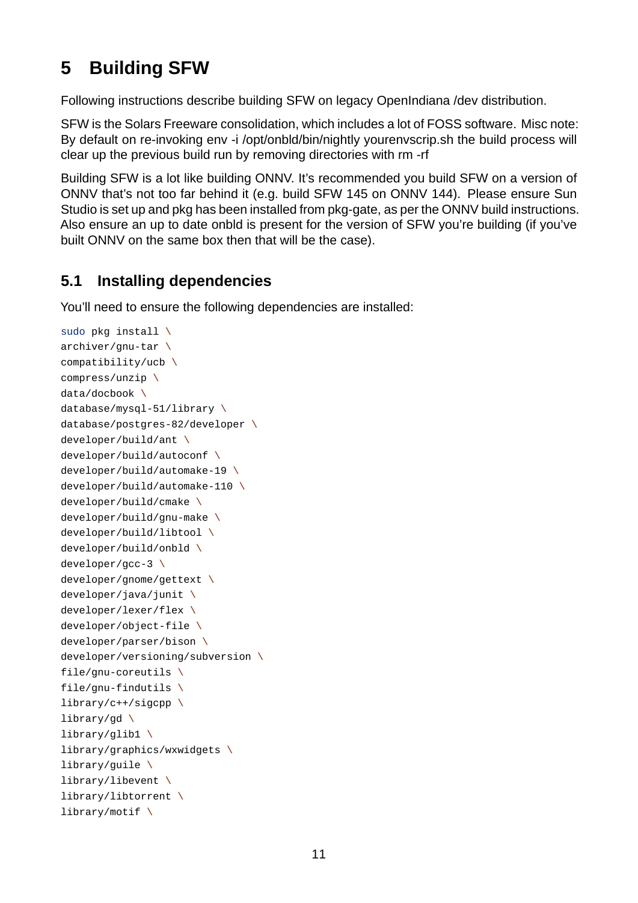# 5 Building SFW

Following instructions describe building SFW on legacy OpenIndiana /dev distribution.

SFW is the Solars Freeware consolidation, which includes a lot of FOSS software. Misc note: By default on re-invoking env -i /opt/onbld/bin/nightly yourenvscrip.sh the build process will clear up the previous build run by removing directories with rm -rf

Building SFW is a lot like building ONNV. It's recommended you build SFW on a version of ONNV that's not too far behind it (e.g. build SFW 145 on ONNV 144). Please ensure Sun Studio is set up and pkg has been installed from pkg-gate, as per the ONNV build instructions. Also ensure an up to date onbld is present for the version of SFW you're building (if you've built ONNV on the same box then that will be the case).

## 5.1 Installing dependencies

You'll need to ensure the following dependencies are installed:

```
sudo pkg install \
archiver/gnu-tar \
compatibility/ucb \
compress/unzip \
data/docbook \
database/mysql-51/library \
database/postgres-82/developer \
developer/build/ant \
developer/build/autoconf \
developer/build/automake-19 \
developer/build/automake-110 \
developer/build/cmake \
developer/build/gnu-make \
developer/build/libtool \
developer/build/onbld \
developer/gcc-3 \
developer/gnome/gettext \
developer/java/junit \
developer/lexer/flex \
developer/object-file \
developer/parser/bison \
developer/versioning/subversion \
file/gnu-coreutils \
file/gnu-findutils \
library/c++/sigcpp \
library/gd \
library/glib1 \
library/graphics/wxwidgets \
library/guile \
library/libevent \
library/libtorrent \
library/motif \
```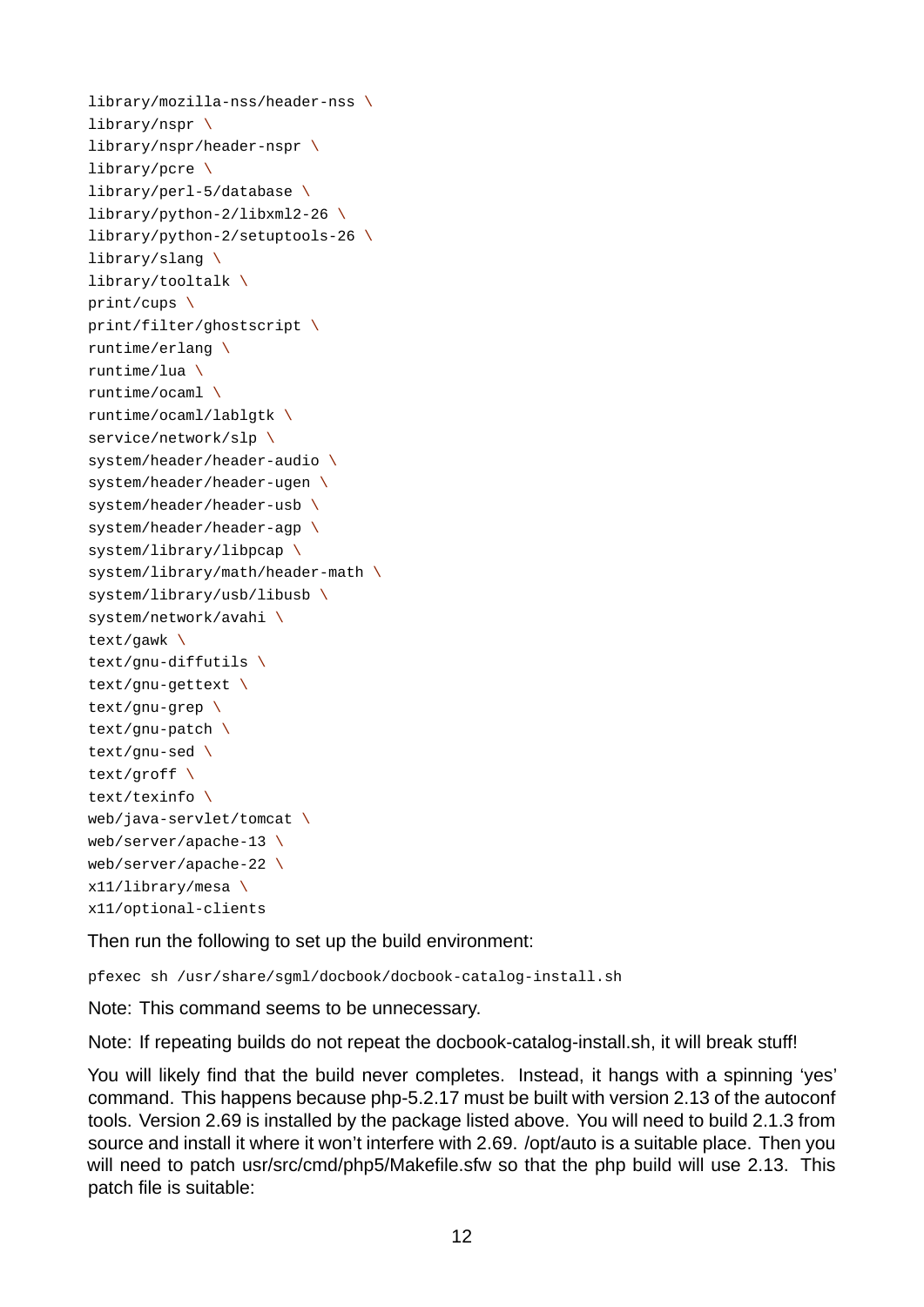```
library/mozilla-nss/header-nss \
library/nspr \
library/nspr/header-nspr \
library/pcre \
library/perl-5/database \
library/python-2/libxml2-26 \
library/python-2/setuptools-26 \
library/slang \
library/tooltalk \
print/cups \
print/filter/ghostscript \
runtime/erlang \
runtime/lua \
runtime/ocaml \
runtime/ocaml/lablgtk \
service/network/slp \
system/header/header-audio \
system/header/header-ugen \
system/header/header-usb \
system/header/header-agp \
system/library/libpcap \
system/library/math/header-math \
system/library/usb/libusb \
system/network/avahi \
text/gawk \
text/gnu-diffutils \
text/gnu-gettext \
text/gnu-grep \
text/gnu-patch \
text/gnu-sed \
text/groff \
text/texinfo \
web/java-servlet/tomcat \
web/server/apache-13 \
web/server/apache-22 \
x11/library/mesa \
x11/optional-clients
```

Then run the following to set up the build environment:

```
pfexec sh /usr/share/sgml/docbook/docbook-catalog-install.sh
```

Note: This command seems to be unnecessary.

Note: If repeating builds do not repeat the docbook-catalog-install.sh, it will break stuff!

You will likely find that the build never completes. Instead, it hangs with a spinning 'yes' command. This happens because php-5.2.17 must be built with version 2.13 of the autoconf tools. Version 2.69 is installed by the package listed above. You will need to build 2.1.3 from source and install it where it won't interfere with 2.69. /opt/auto is a suitable place. Then you will need to patch usr/src/cmd/php5/Makefile.sfw so that the php build will use 2.13. This patch file is suitable: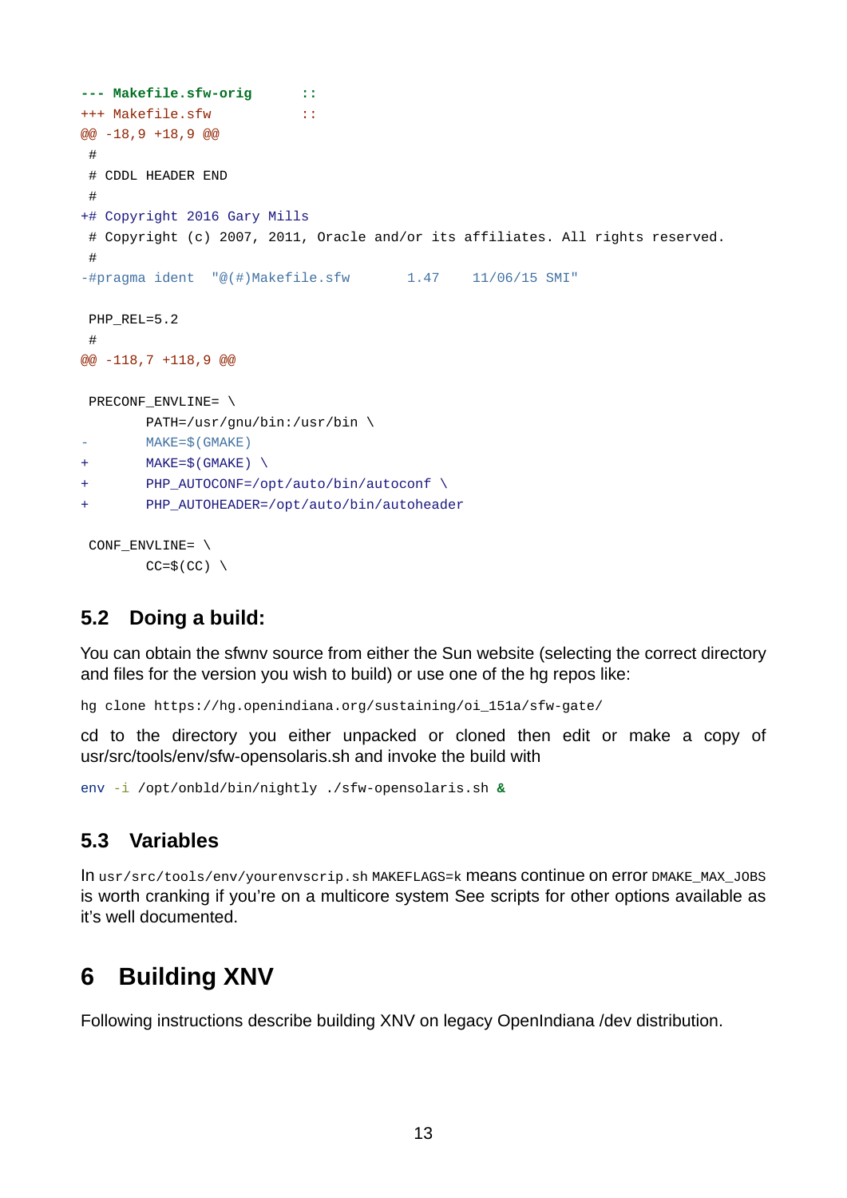```
--- Makefile.sfw-orig      ::
+++ Makefile.sfw           ::
@@ -18,9 +18,9 @@
 #
 # CDDL HEADER END
 #
+# Copyright 2016 Gary Mills
 # Copyright (c) 2007, 2011, Oracle and/or its affiliates. All rights reserved.
 #
-#pragma ident  "@(#)Makefile.sfw       1.47    11/06/15 SMI"

 PHP_REL=5.2
 #
@@ -118,7 +118,9 @@

 PRECONF_ENVLINE= \
        PATH=/usr/gnu/bin:/usr/bin \
-       MAKE=$(GMAKE)
+       MAKE=$(GMAKE) \
+       PHP_AUTOCONF=/opt/auto/bin/autoconf \
+       PHP_AUTOHEADER=/opt/auto/bin/autoheader

 CONF_ENVLINE= \
        CC=$(CC) \
```

## 5.2 Doing a build:

You can obtain the sfwnv source from either the Sun website (selecting the correct directory and files for the version you wish to build) or use one of the hg repos like:

```
hg clone https://hg.openindiana.org/sustaining/oi_151a/sfw-gate/
```

cd to the directory you either unpacked or cloned then edit or make a copy of usr/src/tools/env/sfw-opensolaris.sh and invoke the build with

```
env -i /opt/onbld/bin/nightly ./sfw-opensolaris.sh &
```

## 5.3 Variables

In `usr/src/tools/env/yourenvscrip.sh` `MAKEFLAGS=k` means continue on error `DMAKE_MAX_JOBS` is worth cranking if you're on a multicore system See scripts for other options available as it's well documented.

# 6 Building XNV

Following instructions describe building XNV on legacy OpenIndiana /dev distribution.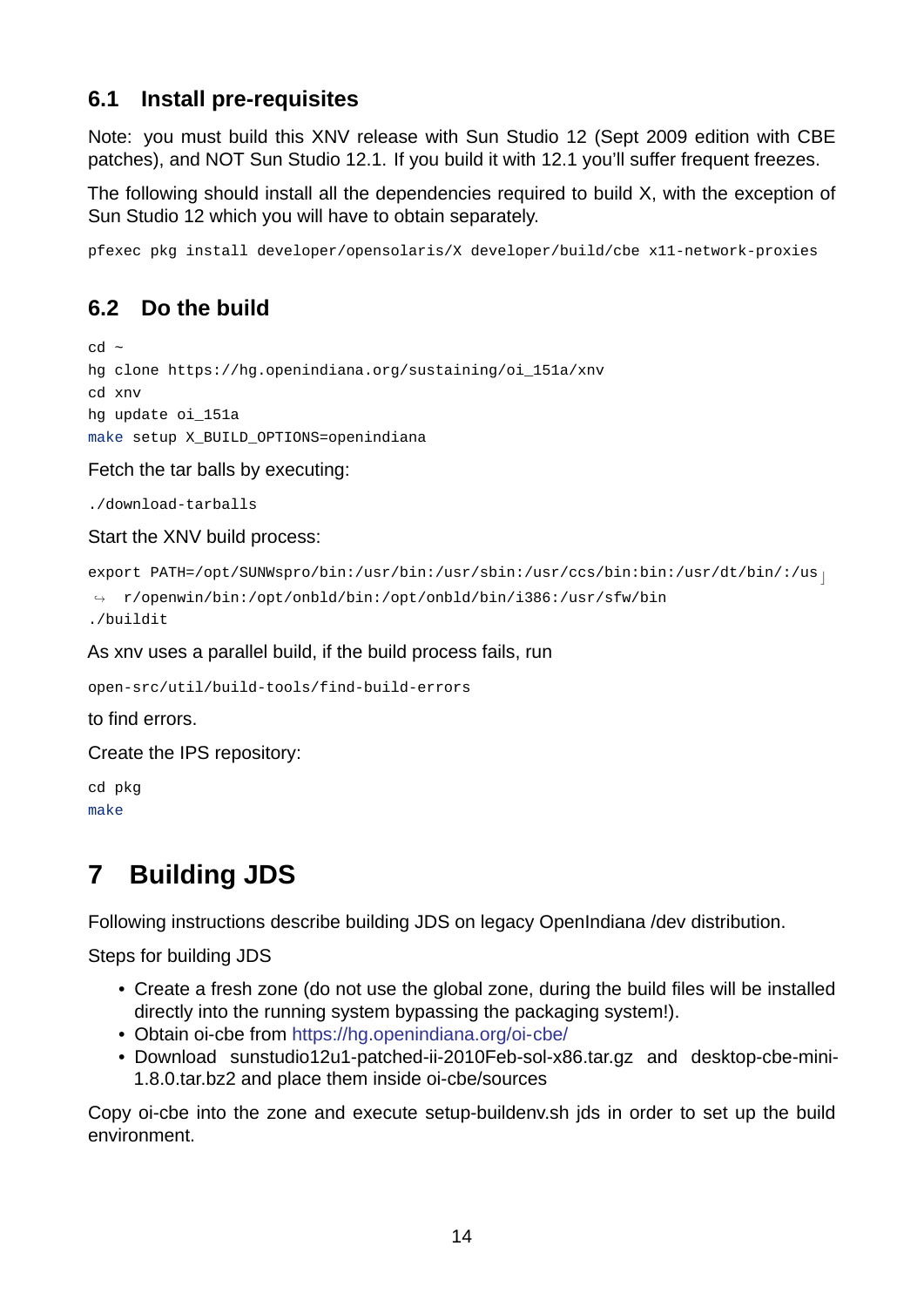### 6.1 Install pre-requisites

Note: you must build this XNV release with Sun Studio 12 (Sept 2009 edition with CBE patches), and NOT Sun Studio 12.1. If you build it with 12.1 you'll suffer frequent freezes.

The following should install all the dependencies required to build X, with the exception of Sun Studio 12 which you will have to obtain separately.

```
pfexec pkg install developer/opensolaris/X developer/build/cbe x11-network-proxies
```

### 6.2 Do the build

```
cd ~
hg clone https://hg.openindiana.org/sustaining/oi_151a/xnv
cd xnv
hg update oi_151a
make setup X_BUILD_OPTIONS=openindiana
```

Fetch the tar balls by executing:

```
./download-tarballs
```

Start the XNV build process:

```
export PATH=/opt/SUNWspro/bin:/usr/bin:/usr/sbin:/usr/ccs/bin:bin:/usr/dt/bin/:/usr/openwin/bin:/opt/onbld/bin:/opt/onbld/bin/i386:/usr/sfw/bin
./buildit
```

As xnv uses a parallel build, if the build process fails, run

```
open-src/util/build-tools/find-build-errors
```

to find errors.

Create the IPS repository:

```
cd pkg
make
```

## 7 Building JDS

Following instructions describe building JDS on legacy OpenIndiana /dev distribution.

Steps for building JDS

- Create a fresh zone (do not use the global zone, during the build files will be installed directly into the running system bypassing the packaging system!).
- Obtain oi-cbe from https://hg.openindiana.org/oi-cbe/
- Download sunstudio12u1-patched-ii-2010Feb-sol-x86.tar.gz and desktop-cbe-mini-1.8.0.tar.bz2 and place them inside oi-cbe/sources

Copy oi-cbe into the zone and execute setup-buildenv.sh jds in order to set up the build environment.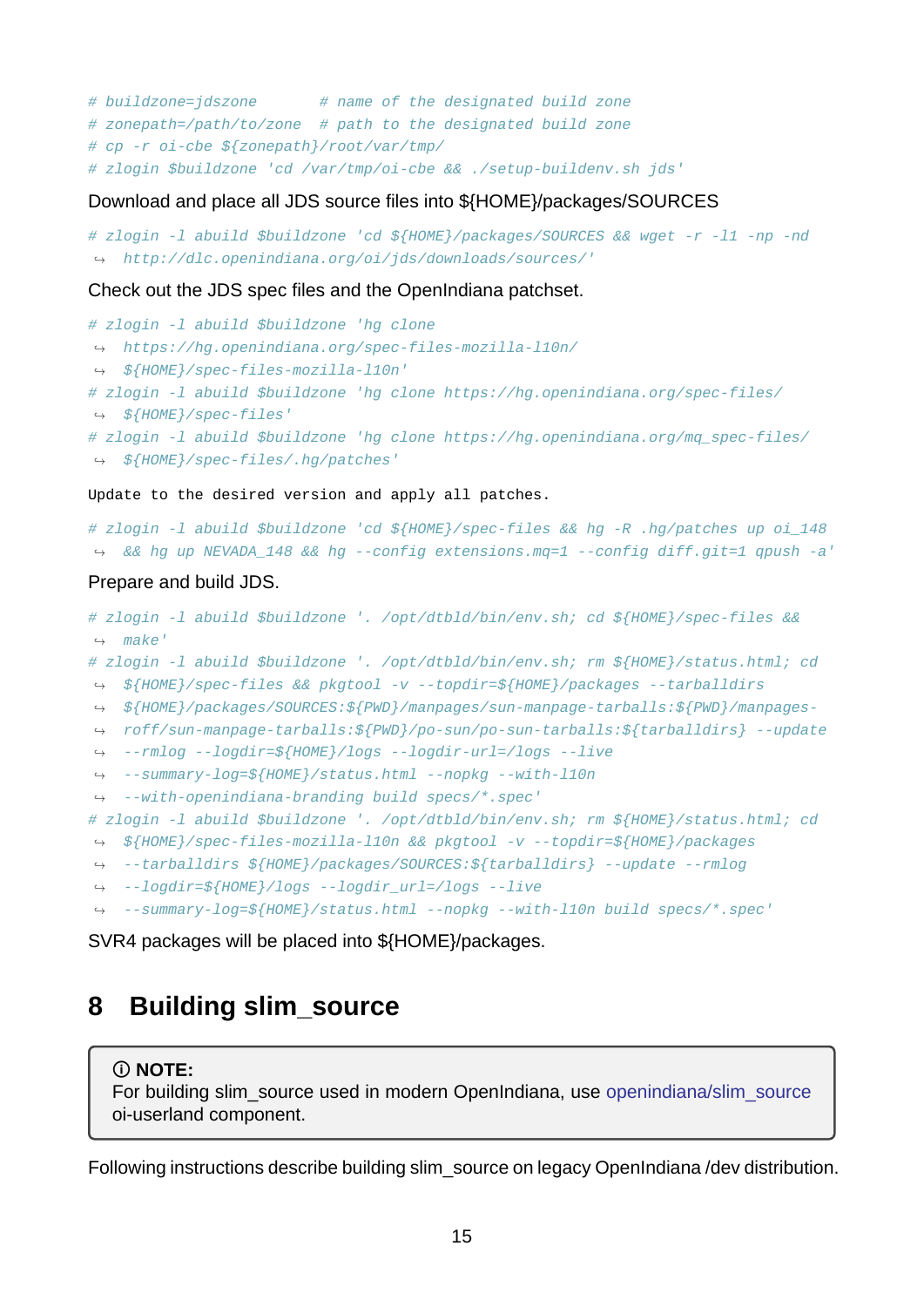```
# buildzone=jdszone       # name of the designated build zone
# zonepath=/path/to/zone  # path to the designated build zone
# cp -r oi-cbe ${zonepath}/root/var/tmp/
# zlogin $buildzone 'cd /var/tmp/oi-cbe && ./setup-buildenv.sh jds'
```

Download and place all JDS source files into ${HOME}/packages/SOURCES

```
# zlogin -l abuild $buildzone 'cd ${HOME}/packages/SOURCES && wget -r -l1 -np -nd
↪ http://dlc.openindiana.org/oi/jds/downloads/sources/'
```

Check out the JDS spec files and the OpenIndiana patchset.

```
# zlogin -l abuild $buildzone 'hg clone
↪ https://hg.openindiana.org/spec-files-mozilla-l10n/
↪ ${HOME}/spec-files-mozilla-l10n'
# zlogin -l abuild $buildzone 'hg clone https://hg.openindiana.org/spec-files/
↪ ${HOME}/spec-files'
# zlogin -l abuild $buildzone 'hg clone https://hg.openindiana.org/mq_spec-files/
↪ ${HOME}/spec-files/.hg/patches'
```

```
Update to the desired version and apply all patches.
```

```
# zlogin -l abuild $buildzone 'cd ${HOME}/spec-files && hg -R .hg/patches up oi_148
↪ && hg up NEVADA_148 && hg --config extensions.mq=1 --config diff.git=1 qpush -a'
```

Prepare and build JDS.

```
# zlogin -l abuild $buildzone '. /opt/dtbld/bin/env.sh; cd ${HOME}/spec-files &&
↪ make'
# zlogin -l abuild $buildzone '. /opt/dtbld/bin/env.sh; rm ${HOME}/status.html; cd
↪ ${HOME}/spec-files && pkgtool -v --topdir=${HOME}/packages --tarballdirs
↪ ${HOME}/packages/SOURCES:${PWD}/manpages/sun-manpage-tarballs:${PWD}/manpages-
↪ roff/sun-manpage-tarballs:${PWD}/po-sun/po-sun-tarballs:${tarballdirs} --update
↪ --rmlog --logdir=${HOME}/logs --logdir-url=/logs --live
↪ --summary-log=${HOME}/status.html --nopkg --with-l10n
↪ --with-openindiana-branding build specs/*.spec'
# zlogin -l abuild $buildzone '. /opt/dtbld/bin/env.sh; rm ${HOME}/status.html; cd
↪ ${HOME}/spec-files-mozilla-l10n && pkgtool -v --topdir=${HOME}/packages
↪ --tarballdirs ${HOME}/packages/SOURCES:${tarballdirs} --update --rmlog
↪ --logdir=${HOME}/logs --logdir_url=/logs --live
↪ --summary-log=${HOME}/status.html --nopkg --with-l10n build specs/*.spec'
```

SVR4 packages will be placed into ${HOME}/packages.

## 8 Building slim_source

> ⓘ **NOTE:**
> For building slim_source used in modern OpenIndiana, use openindiana/slim_source oi-userland component.

Following instructions describe building slim_source on legacy OpenIndiana /dev distribution.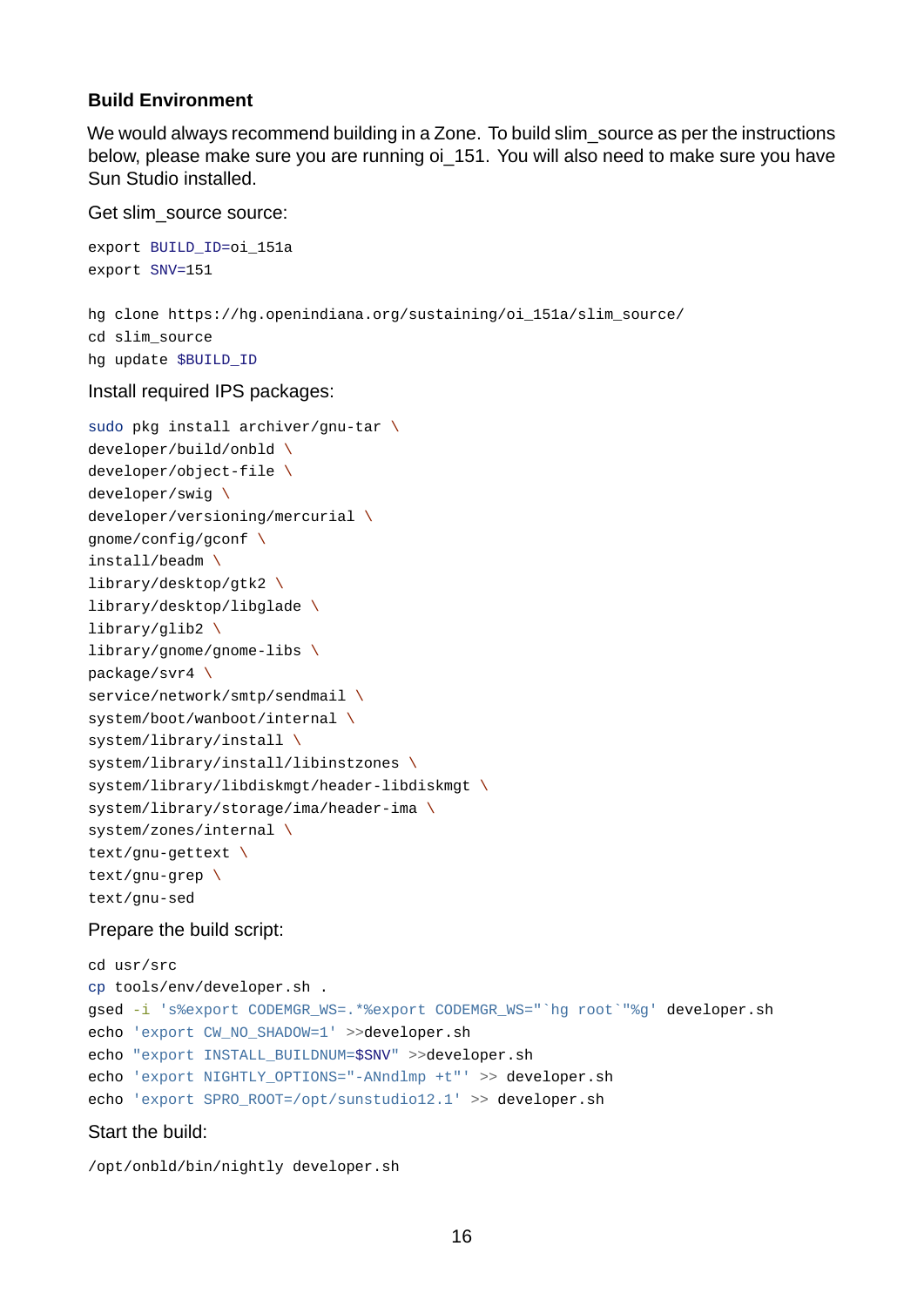### Build Environment

We would always recommend building in a Zone. To build slim_source as per the instructions below, please make sure you are running oi_151. You will also need to make sure you have Sun Studio installed.

Get slim_source source:

```
export BUILD_ID=oi_151a
export SNV=151

hg clone https://hg.openindiana.org/sustaining/oi_151a/slim_source/
cd slim_source
hg update $BUILD_ID
```

Install required IPS packages:

```
sudo pkg install archiver/gnu-tar \
developer/build/onbld \
developer/object-file \
developer/swig \
developer/versioning/mercurial \
gnome/config/gconf \
install/beadm \
library/desktop/gtk2 \
library/desktop/libglade \
library/glib2 \
library/gnome/gnome-libs \
package/svr4 \
service/network/smtp/sendmail \
system/boot/wanboot/internal \
system/library/install \
system/library/install/libinstzones \
system/library/libdiskmgt/header-libdiskmgt \
system/library/storage/ima/header-ima \
system/zones/internal \
text/gnu-gettext \
text/gnu-grep \
text/gnu-sed
```

Prepare the build script:

```
cd usr/src
cp tools/env/developer.sh .
gsed -i 's%export CODEMGR_WS=.*%export CODEMGR_WS="`hg root`"%g' developer.sh
echo 'export CW_NO_SHADOW=1' >>developer.sh
echo "export INSTALL_BUILDNUM=$SNV" >>developer.sh
echo 'export NIGHTLY_OPTIONS="-ANndlmp +t"' >> developer.sh
echo 'export SPRO_ROOT=/opt/sunstudio12.1' >> developer.sh
```

Start the build:

```
/opt/onbld/bin/nightly developer.sh
```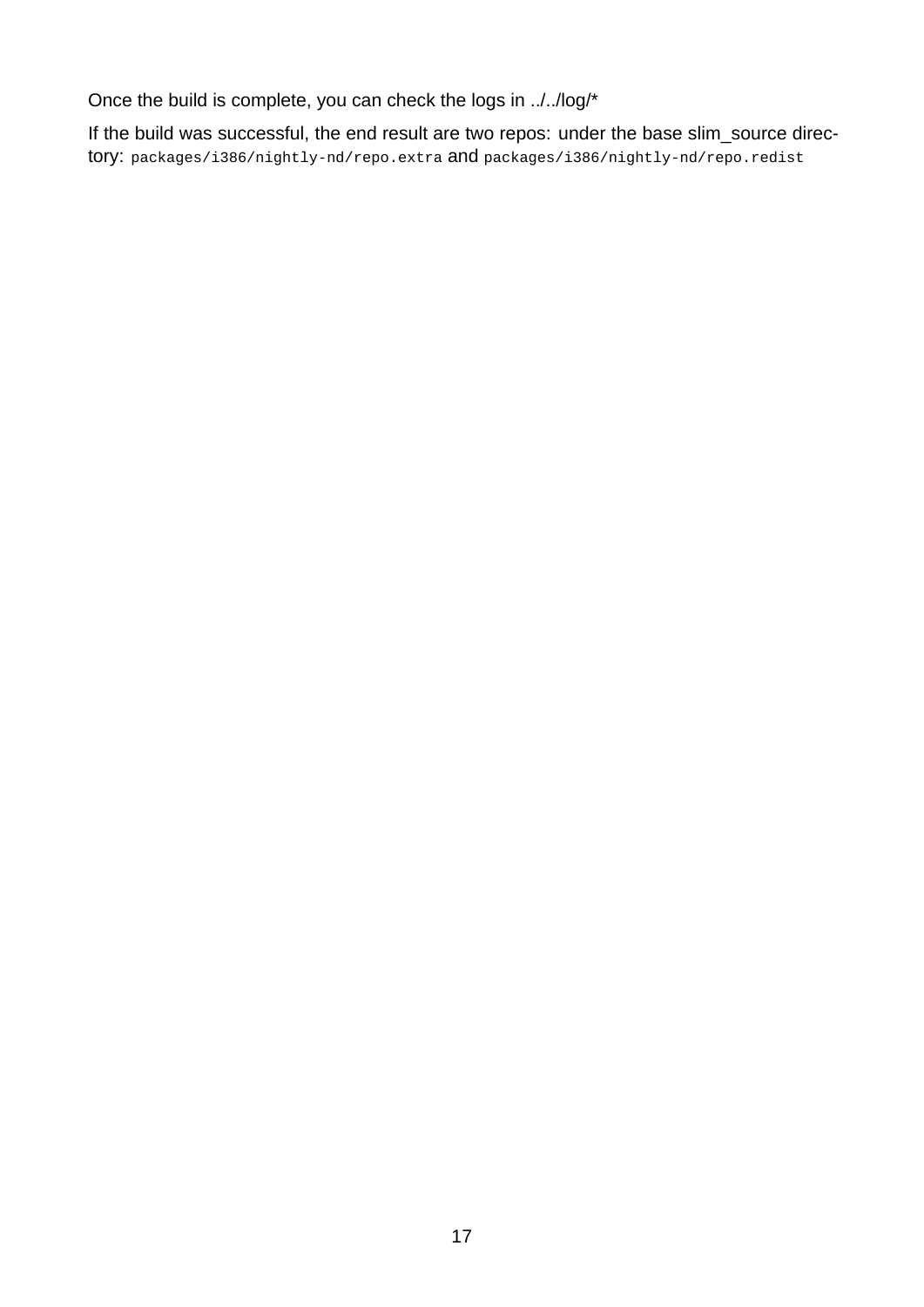Once the build is complete, you can check the logs in ../../log/*

If the build was successful, the end result are two repos: under the base slim_source directory: `packages/i386/nightly-nd/repo.extra` and `packages/i386/nightly-nd/repo.redist`